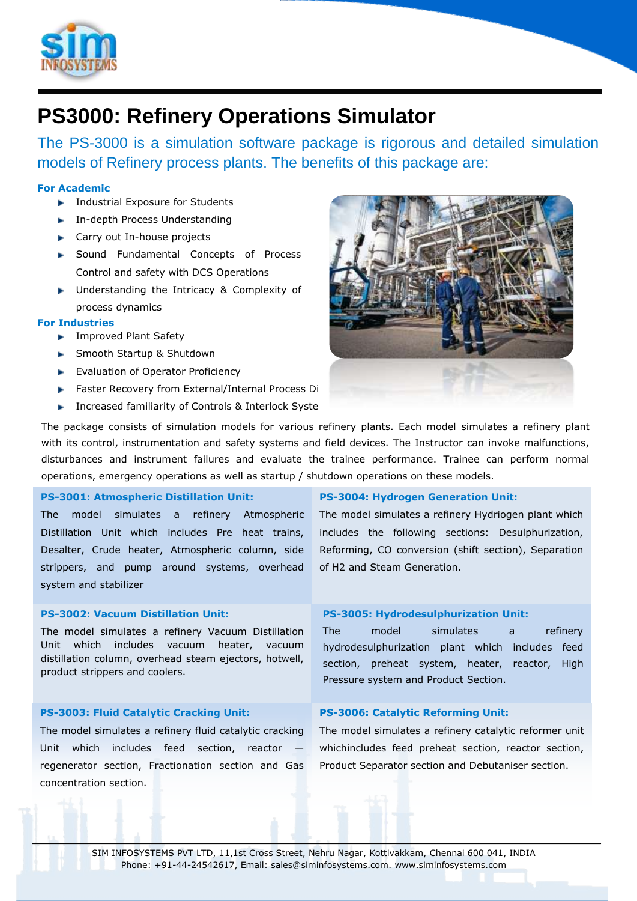# PS3000: Refinery Operations Simulator

The PS-3000 is a simulation software package is rigorous and detailed simulation models of Refinery process plants. The benefits of this package are:

**For Academic**

- Industrial Exposure for Students
- In-depth Process Understanding
- Carry out In-house projects
- Sound Fundamental Concepts of Process Control and safety with DCS Operations
- Understanding the Intricacy & Complexity of process dynamics

**For Industries**

- Improved Plant Safety
- Smooth Startup & Shutdown
- Evaluation of Operator Proficiency
- Faster Recovery from External/Internal Process Di
- Increased familiarity of Controls & Interlock Syste

The package consists of simulation models for various refinery plants. Each model simulates a refinery plant with its control, instrumentation and safety systems and field devices. The Instructor can invoke malfunctions, disturbances and instrument failures and evaluate the trainee performance. Trainee can perform normal operations, emergency operations as well as startup / shutdown operations on these models.

### PS-3001: Atmospheric Distillation Unit:

The model simulates a refinery Atmospheric Distillation Unit which includes Pre heat trains, Desalter, Crude heater, Atmospheric column, side strippers, and pump around systems, overhead system and stabilizer

### PS-3002: Vacuum Distillation Unit:

The model simulates a refinery Vacuum Distillation Unit which includes vacuum heater, vacuum distillation column, overhead steam ejectors, hotwell, product strippers and coolers.

### PS-3003: Fluid Catalytic Cracking Unit:

The model simulates a refinery fluid catalytic cracking Unit which includes feed section, reactor — regenerator section, Fractionation section and Gas concentration section.

### PS-3004: Hydrogen Generation Unit:

The model simulates a refinery Hydriogen plant which includes the following sections: Desulphurization, Reforming, CO conversion (shift section), Separation of H2 and Steam Generation.

### PS-3005: Hydrodesulphurization Unit:

The model simulates a refinery hydrodesulphurization plant which includes feed section, preheat system, heater, reactor, High Pressure system and Product Section.

### PS-3006: Catalytic Reforming Unit:

The model simulates a refinery catalytic reformer unit whichincludes feed preheat section, reactor section, Product Separator section and Debutaniser section.

SIM INFOSYSTEMS PVT LTD, 11,1st Cross Street, Nehru Nagar, Kottivakkam, Chennai 600 041, INDIA
Phone: +91-44-24542617, Email: sales@siminfosystems.com. www.siminfosystems.com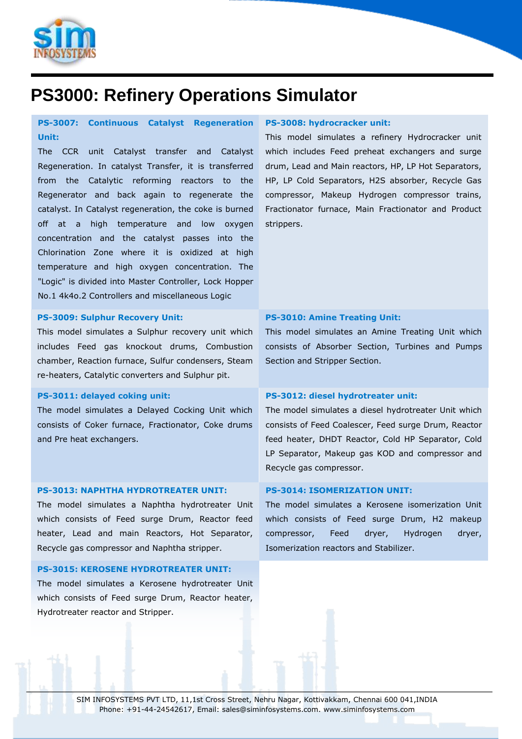# PS3000: Refinery Operations Simulator

**PS-3007: Continuous Catalyst Regeneration Unit:**

The CCR unit Catalyst transfer and Catalyst Regeneration. In catalyst Transfer, it is transferred from the Catalytic reforming reactors to the Regenerator and back again to regenerate the catalyst. In Catalyst regeneration, the coke is burned off at a high temperature and low oxygen concentration and the catalyst passes into the Chlorination Zone where it is oxidized at high temperature and high oxygen concentration. The "Logic" is divided into Master Controller, Lock Hopper No.1 4k4o.2 Controllers and miscellaneous Logic

**PS-3008: hydrocracker unit:**

This model simulates a refinery Hydrocracker unit which includes Feed preheat exchangers and surge drum, Lead and Main reactors, HP, LP Hot Separators, HP, LP Cold Separators, H2S absorber, Recycle Gas compressor, Makeup Hydrogen compressor trains, Fractionator furnace, Main Fractionator and Product strippers.

**PS-3009: Sulphur Recovery Unit:**

This model simulates a Sulphur recovery unit which includes Feed gas knockout drums, Combustion chamber, Reaction furnace, Sulfur condensers, Steam re-heaters, Catalytic converters and Sulphur pit.

**PS-3010: Amine Treating Unit:**

This model simulates an Amine Treating Unit which consists of Absorber Section, Turbines and Pumps Section and Stripper Section.

**PS-3011: delayed coking unit:**

The model simulates a Delayed Cocking Unit which consists of Coker furnace, Fractionator, Coke drums and Pre heat exchangers.

**PS-3012: diesel hydrotreater unit:**

The model simulates a diesel hydrotreater Unit which consists of Feed Coalescer, Feed surge Drum, Reactor feed heater, DHDT Reactor, Cold HP Separator, Cold LP Separator, Makeup gas KOD and compressor and Recycle gas compressor.

**PS-3013: NAPHTHA HYDROTREATER UNIT:**

The model simulates a Naphtha hydrotreater Unit which consists of Feed surge Drum, Reactor feed heater, Lead and main Reactors, Hot Separator, Recycle gas compressor and Naphtha stripper.

**PS-3014: ISOMERIZATION UNIT:**

The model simulates a Kerosene isomerization Unit which consists of Feed surge Drum, H2 makeup compressor, Feed dryer, Hydrogen dryer, Isomerization reactors and Stabilizer.

**PS-3015: KEROSENE HYDROTREATER UNIT:**

The model simulates a Kerosene hydrotreater Unit which consists of Feed surge Drum, Reactor heater, Hydrotreater reactor and Stripper.

SIM INFOSYSTEMS PVT LTD, 11,1st Cross Street, Nehru Nagar, Kottivakkam, Chennai 600 041,INDIA
Phone: +91-44-24542617, Email: sales@siminfosystems.com. www.siminfosystems.com